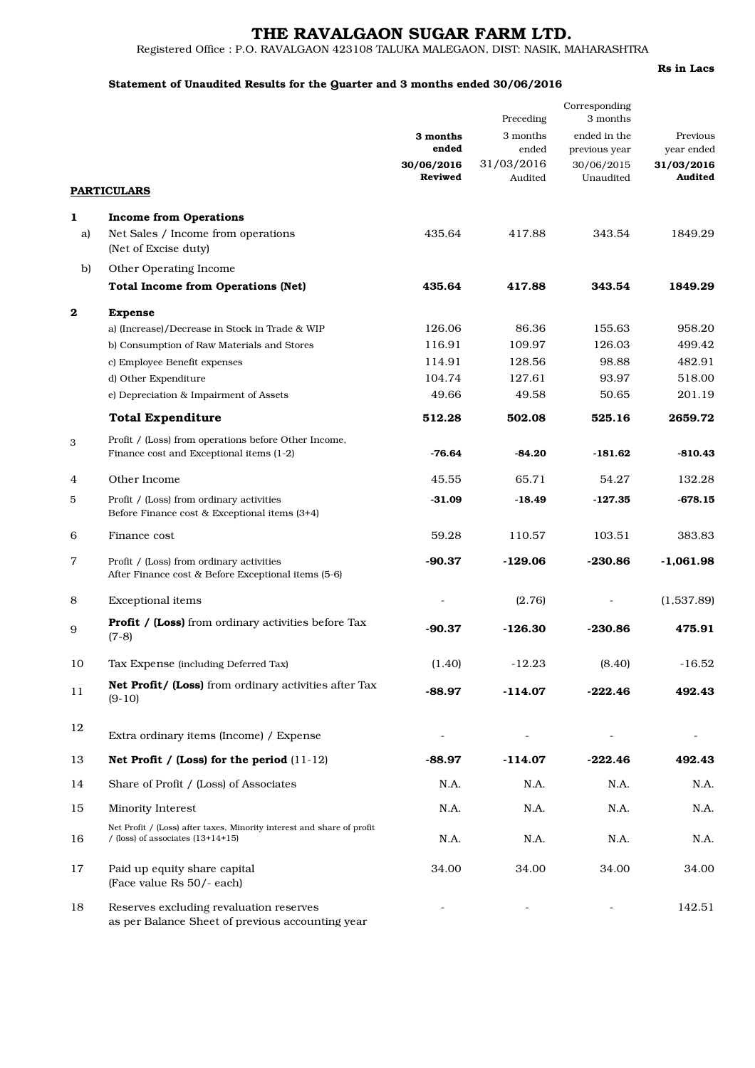# THE RAVALGAON SUGAR FARM LTD.

Registered Office : P.O. RAVALGAON 423108 TALUKA MALEGAON, DIST: NASIK, MAHARASHTRA

**Rs in Lacs**

**Statement of Unaudited Results for the Quarter and 3 months ended 30/06/2016**

| | **PARTICULARS** | **3 months ended 30/06/2016 Reviwed** | Preceding 3 months ended 31/03/2016 Audited | Corresponding 3 months ended in the previous year 30/06/2015 Unaudited | Previous year ended **31/03/2016 Audited** |
|---|---|---|---|---|---|
| **1** | **Income from Operations** | | | | |
| a) | Net Sales / Income from operations (Net of Excise duty) | 435.64 | 417.88 | 343.54 | 1849.29 |
| b) | Other Operating Income | | | | |
| | **Total Income from Operations (Net)** | **435.64** | **417.88** | **343.54** | **1849.29** |
| **2** | **Expense** | | | | |
| | a) (Increase)/Decrease in Stock in Trade & WIP | 126.06 | 86.36 | 155.63 | 958.20 |
| | b) Consumption of Raw Materials and Stores | 116.91 | 109.97 | 126.03 | 499.42 |
| | c) Employee Benefit expenses | 114.91 | 128.56 | 98.88 | 482.91 |
| | d) Other Expenditure | 104.74 | 127.61 | 93.97 | 518.00 |
| | e) Depreciation & Impairment of Assets | 49.66 | 49.58 | 50.65 | 201.19 |
| | **Total Expenditure** | **512.28** | **502.08** | **525.16** | **2659.72** |
| 3 | Profit / (Loss) from operations before Other Income, Finance cost and Exceptional items (1-2) | **-76.64** | **-84.20** | **-181.62** | **-810.43** |
| 4 | Other Income | 45.55 | 65.71 | 54.27 | 132.28 |
| 5 | Profit / (Loss) from ordinary activities Before Finance cost & Exceptional items (3+4) | **-31.09** | **-18.49** | **-127.35** | **-678.15** |
| 6 | Finance cost | 59.28 | 110.57 | 103.51 | 383.83 |
| 7 | Profit / (Loss) from ordinary activities After Finance cost & Before Exceptional items (5-6) | **-90.37** | **-129.06** | **-230.86** | **-1,061.98** |
| 8 | Exceptional items | - | (2.76) | - | (1,537.89) |
| 9 | **Profit / (Loss)** from ordinary activities before Tax (7-8) | **-90.37** | **-126.30** | **-230.86** | **475.91** |
| 10 | Tax Expense (including Deferred Tax) | (1.40) | -12.23 | (8.40) | -16.52 |
| 11 | **Net Profit/ (Loss)** from ordinary activities after Tax (9-10) | **-88.97** | **-114.07** | **-222.46** | **492.43** |
| 12 | Extra ordinary items (Income) / Expense | - | - | - | - |
| 13 | **Net Profit / (Loss) for the period** (11-12) | **-88.97** | **-114.07** | **-222.46** | **492.43** |
| 14 | Share of Profit / (Loss) of Associates | N.A. | N.A. | N.A. | N.A. |
| 15 | Minority Interest | N.A. | N.A. | N.A. | N.A. |
| 16 | Net Profit / (Loss) after taxes, Minority interest and share of profit / (loss) of associates (13+14+15) | N.A. | N.A. | N.A. | N.A. |
| 17 | Paid up equity share capital (Face value Rs 50/- each) | 34.00 | 34.00 | 34.00 | 34.00 |
| 18 | Reserves excluding revaluation reserves as per Balance Sheet of previous accounting year | - | - | - | 142.51 |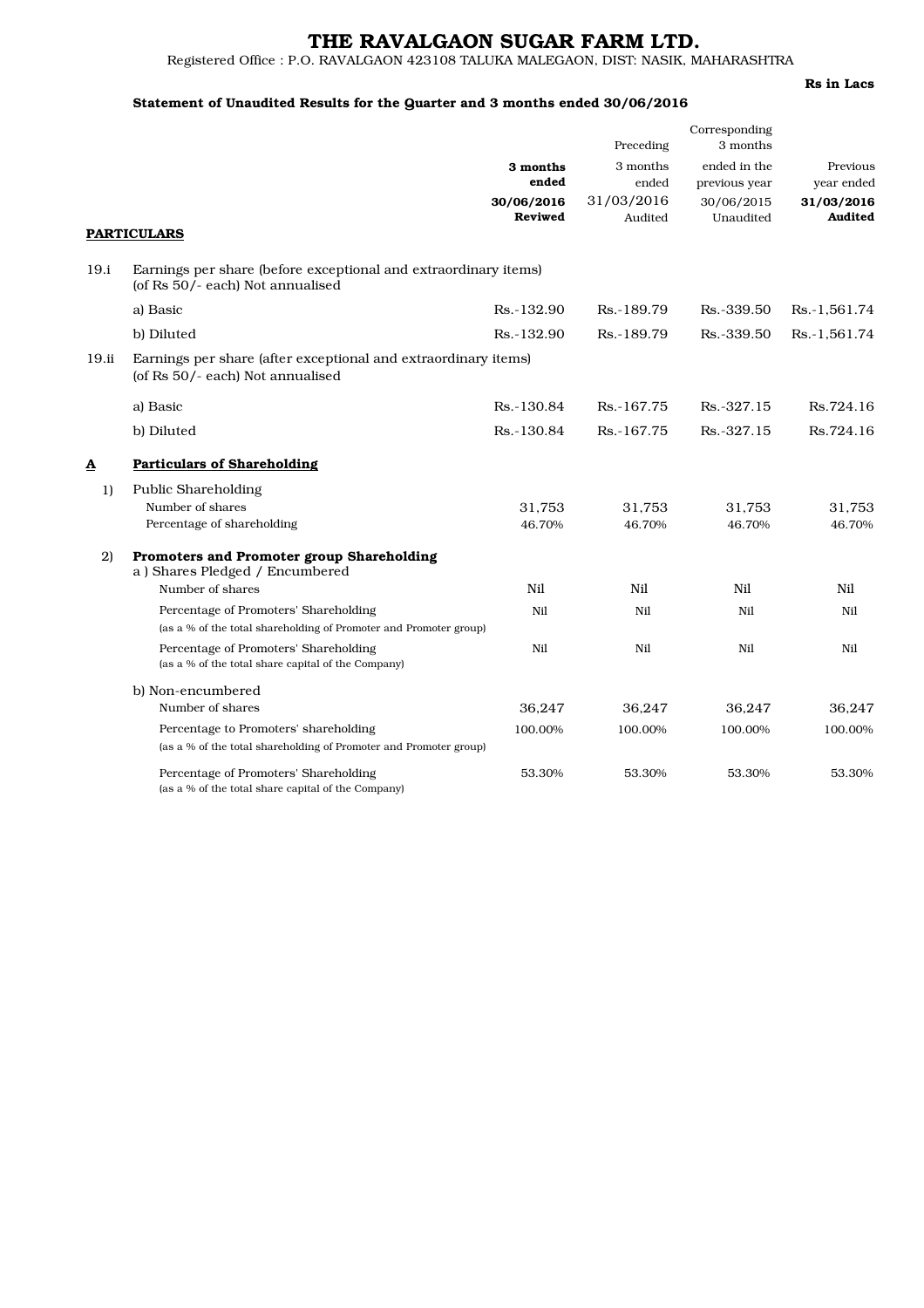# THE RAVALGAON SUGAR FARM LTD.

Registered Office : P.O. RAVALGAON 423108 TALUKA MALEGAON, DIST: NASIK, MAHARASHTRA

**Rs in Lacs**

**Statement of Unaudited Results for the Quarter and 3 months ended 30/06/2016**

| | **PARTICULARS** | **3 months ended 30/06/2016 Reviwed** | Preceding 3 months ended 31/03/2016 Audited | Corresponding 3 months ended in the previous year 30/06/2015 Unaudited | Previous year ended **31/03/2016 Audited** |
|---|---|---|---|---|---|
| 19.i | Earnings per share (before exceptional and extraordinary items) (of Rs 50/- each) Not annualised | | | | |
| | a) Basic | Rs.-132.90 | Rs.-189.79 | Rs.-339.50 | Rs.-1,561.74 |
| | b) Diluted | Rs.-132.90 | Rs.-189.79 | Rs.-339.50 | Rs.-1,561.74 |
| 19.ii | Earnings per share (after exceptional and extraordinary items) (of Rs 50/- each) Not annualised | | | | |
| | a) Basic | Rs.-130.84 | Rs.-167.75 | Rs.-327.15 | Rs.724.16 |
| | b) Diluted | Rs.-130.84 | Rs.-167.75 | Rs.-327.15 | Rs.724.16 |
| **A** | **Particulars of Shareholding** | | | | |
| 1) | Public Shareholding | | | | |
| | Number of shares | 31,753 | 31,753 | 31,753 | 31,753 |
| | Percentage of shareholding | 46.70% | 46.70% | 46.70% | 46.70% |
| 2) | **Promoters and Promoter group Shareholding** | | | | |
| | a ) Shares Pledged / Encumbered | | | | |
| | Number of shares | Nil | Nil | Nil | Nil |
| | Percentage of Promoters' Shareholding (as a % of the total shareholding of Promoter and Promoter group) | Nil | Nil | Nil | Nil |
| | Percentage of Promoters' Shareholding (as a % of the total share capital of the Company) | Nil | Nil | Nil | Nil |
| | b) Non-encumbered | | | | |
| | Number of shares | 36,247 | 36,247 | 36,247 | 36,247 |
| | Percentage to Promoters' shareholding (as a % of the total shareholding of Promoter and Promoter group) | 100.00% | 100.00% | 100.00% | 100.00% |
| | Percentage of Promoters' Shareholding (as a % of the total share capital of the Company) | 53.30% | 53.30% | 53.30% | 53.30% |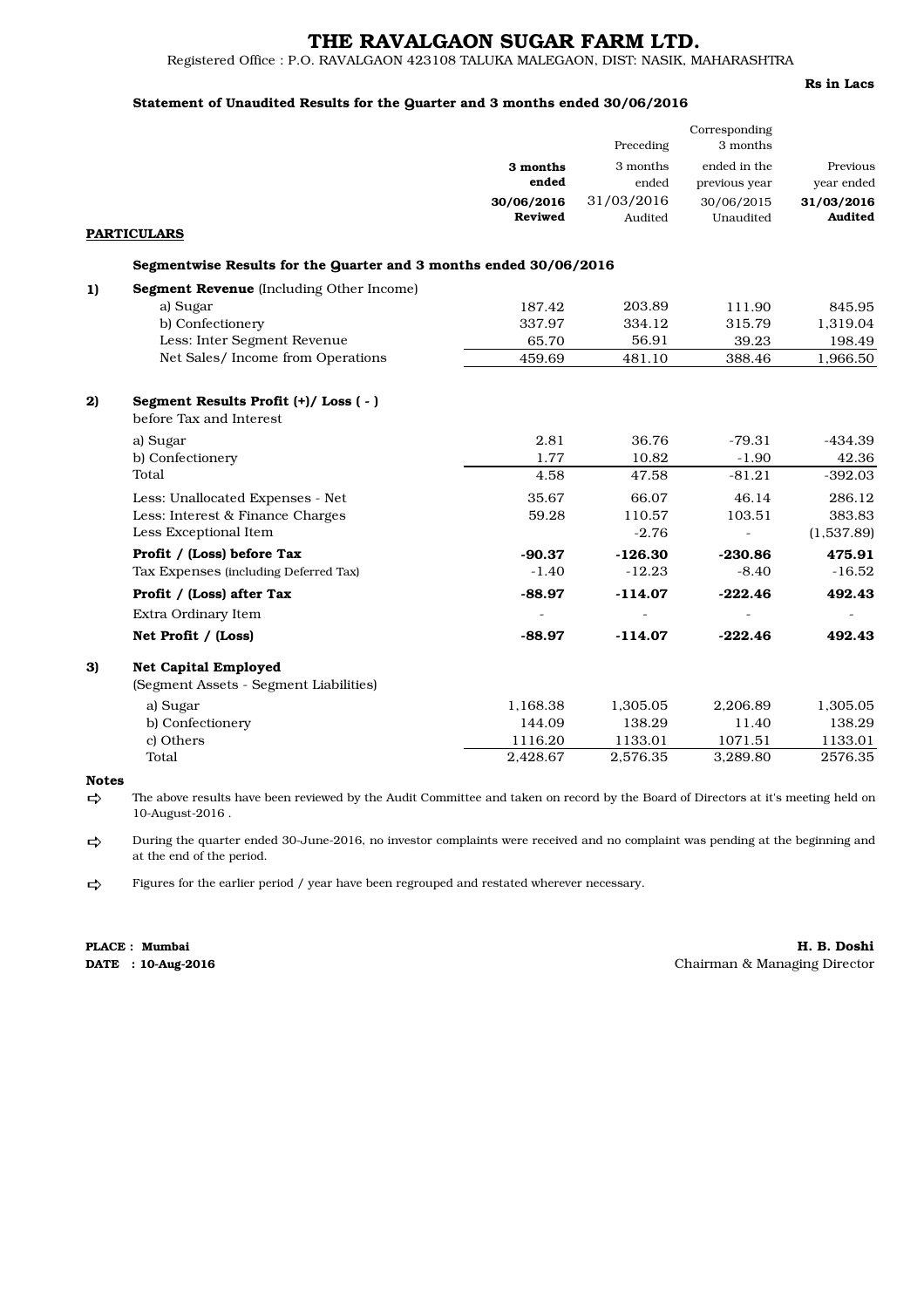# THE RAVALGAON SUGAR FARM LTD.

Registered Office : P.O. RAVALGAON 423108 TALUKA MALEGAON, DIST: NASIK, MAHARASHTRA

**Rs in Lacs**

**Statement of Unaudited Results for the Quarter and 3 months ended 30/06/2016**

| | **PARTICULARS** | **3 months ended 30/06/2016 Reviwed** | Preceding 3 months ended 31/03/2016 Audited | Corresponding 3 months ended in the previous year 30/06/2015 Unaudited | Previous year ended **31/03/2016 Audited** |
|---|---|---|---|---|---|
| | **Segmentwise Results for the Quarter and 3 months ended 30/06/2016** | | | | |
| **1)** | **Segment Revenue** (Including Other Income) | | | | |
| | a) Sugar | 187.42 | 203.89 | 111.90 | 845.95 |
| | b) Confectionery | 337.97 | 334.12 | 315.79 | 1,319.04 |
| | Less: Inter Segment Revenue | 65.70 | 56.91 | 39.23 | 198.49 |
| | Net Sales/ Income from Operations | 459.69 | 481.10 | 388.46 | 1,966.50 |
| **2)** | **Segment Results Profit (+)/ Loss ( - )** before Tax and Interest | | | | |
| | a) Sugar | 2.81 | 36.76 | -79.31 | -434.39 |
| | b) Confectionery | 1.77 | 10.82 | -1.90 | 42.36 |
| | Total | 4.58 | 47.58 | -81.21 | -392.03 |
| | Less: Unallocated Expenses - Net | 35.67 | 66.07 | 46.14 | 286.12 |
| | Less: Interest & Finance Charges | 59.28 | 110.57 | 103.51 | 383.83 |
| | Less Exceptional Item | | -2.76 | - | (1,537.89) |
| | **Profit / (Loss) before Tax** | **-90.37** | **-126.30** | **-230.86** | **475.91** |
| | Tax Expenses (including Deferred Tax) | -1.40 | -12.23 | -8.40 | -16.52 |
| | **Profit / (Loss) after Tax** | **-88.97** | **-114.07** | **-222.46** | **492.43** |
| | Extra Ordinary Item | - | - | - | - |
| | **Net Profit / (Loss)** | **-88.97** | **-114.07** | **-222.46** | **492.43** |
| **3)** | **Net Capital Employed** (Segment Assets - Segment Liabilities) | | | | |
| | a) Sugar | 1,168.38 | 1,305.05 | 2,206.89 | 1,305.05 |
| | b) Confectionery | 144.09 | 138.29 | 11.40 | 138.29 |
| | c) Others | 1116.20 | 1133.01 | 1071.51 | 1133.01 |
| | Total | 2,428.67 | 2,576.35 | 3,289.80 | 2576.35 |

**Notes**

- The above results have been reviewed by the Audit Committee and taken on record by the Board of Directors at it's meeting held on 10-August-2016 .
- During the quarter ended 30-June-2016, no investor complaints were received and no complaint was pending at the beginning and at the end of the period.
- Figures for the earlier period / year have been regrouped and restated wherever necessary.

**PLACE : Mumbai**
**DATE : 10-Aug-2016**

**H. B. Doshi**
Chairman & Managing Director